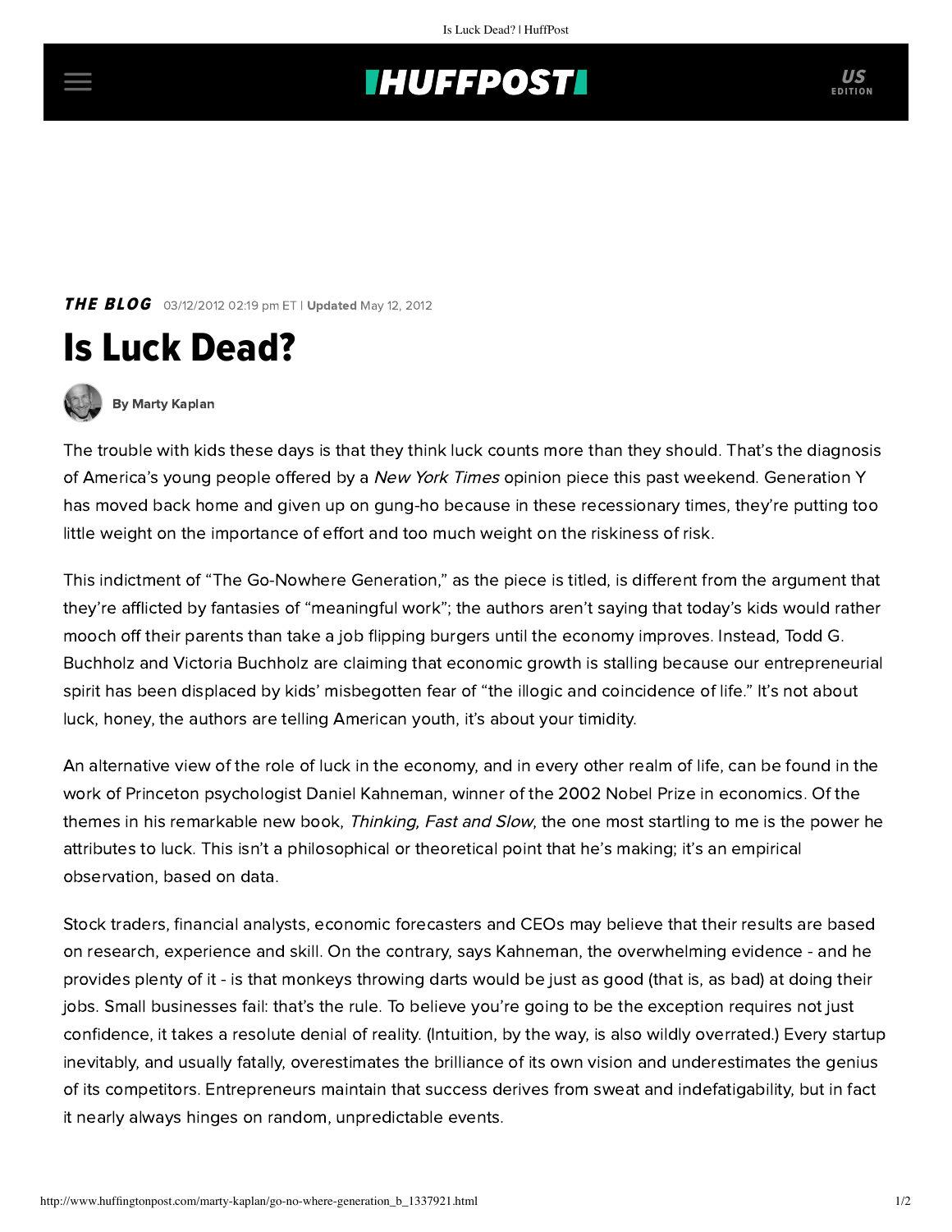**THE BLOG** 03/12/2012 02:19 pm ET | **Updated** May 12, 2012

# Is Luck Dead?

By Marty Kaplan

The trouble with kids these days is that they think luck counts more than they should. That's the diagnosis of America's young people offered by a *New York Times* opinion piece this past weekend. Generation Y has moved back home and given up on gung-ho because in these recessionary times, they're putting too little weight on the importance of effort and too much weight on the riskiness of risk.

This indictment of "The Go-Nowhere Generation," as the piece is titled, is different from the argument that they're afflicted by fantasies of "meaningful work"; the authors aren't saying that today's kids would rather mooch off their parents than take a job flipping burgers until the economy improves. Instead, Todd G. Buchholz and Victoria Buchholz are claiming that economic growth is stalling because our entrepreneurial spirit has been displaced by kids' misbegotten fear of "the illogic and coincidence of life." It's not about luck, honey, the authors are telling American youth, it's about your timidity.

An alternative view of the role of luck in the economy, and in every other realm of life, can be found in the work of Princeton psychologist Daniel Kahneman, winner of the 2002 Nobel Prize in economics. Of the themes in his remarkable new book, *Thinking, Fast and Slow*, the one most startling to me is the power he attributes to luck. This isn't a philosophical or theoretical point that he's making; it's an empirical observation, based on data.

Stock traders, financial analysts, economic forecasters and CEOs may believe that their results are based on research, experience and skill. On the contrary, says Kahneman, the overwhelming evidence - and he provides plenty of it - is that monkeys throwing darts would be just as good (that is, as bad) at doing their jobs. Small businesses fail: that's the rule. To believe you're going to be the exception requires not just confidence, it takes a resolute denial of reality. (Intuition, by the way, is also wildly overrated.) Every startup inevitably, and usually fatally, overestimates the brilliance of its own vision and underestimates the genius of its competitors. Entrepreneurs maintain that success derives from sweat and indefatigability, but in fact it nearly always hinges on random, unpredictable events.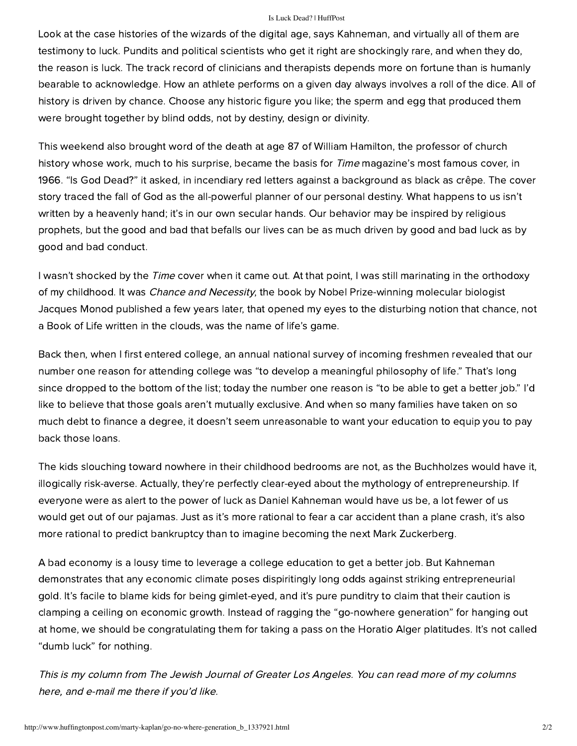Look at the case histories of the wizards of the digital age, says Kahneman, and virtually all of them are testimony to luck. Pundits and political scientists who get it right are shockingly rare, and when they do, the reason is luck. The track record of clinicians and therapists depends more on fortune than is humanly bearable to acknowledge. How an athlete performs on a given day always involves a roll of the dice. All of history is driven by chance. Choose any historic figure you like; the sperm and egg that produced them were brought together by blind odds, not by destiny, design or divinity.

This weekend also brought word of the death at age 87 of William Hamilton, the professor of church history whose work, much to his surprise, became the basis for *Time* magazine's most famous cover, in 1966. "Is God Dead?" it asked, in incendiary red letters against a background as black as crêpe. The cover story traced the fall of God as the all-powerful planner of our personal destiny. What happens to us isn't written by a heavenly hand; it's in our own secular hands. Our behavior may be inspired by religious prophets, but the good and bad that befalls our lives can be as much driven by good and bad luck as by good and bad conduct.

I wasn't shocked by the *Time* cover when it came out. At that point, I was still marinating in the orthodoxy of my childhood. It was *Chance and Necessity*, the book by Nobel Prize-winning molecular biologist Jacques Monod published a few years later, that opened my eyes to the disturbing notion that chance, not a Book of Life written in the clouds, was the name of life's game.

Back then, when I first entered college, an annual national survey of incoming freshmen revealed that our number one reason for attending college was "to develop a meaningful philosophy of life." That's long since dropped to the bottom of the list; today the number one reason is "to be able to get a better job." I'd like to believe that those goals aren't mutually exclusive. And when so many families have taken on so much debt to finance a degree, it doesn't seem unreasonable to want your education to equip you to pay back those loans.

The kids slouching toward nowhere in their childhood bedrooms are not, as the Buchholzes would have it, illogically risk-averse. Actually, they're perfectly clear-eyed about the mythology of entrepreneurship. If everyone were as alert to the power of luck as Daniel Kahneman would have us be, a lot fewer of us would get out of our pajamas. Just as it's more rational to fear a car accident than a plane crash, it's also more rational to predict bankruptcy than to imagine becoming the next Mark Zuckerberg.

A bad economy is a lousy time to leverage a college education to get a better job. But Kahneman demonstrates that any economic climate poses dispiritingly long odds against striking entrepreneurial gold. It's facile to blame kids for being gimlet-eyed, and it's pure punditry to claim that their caution is clamping a ceiling on economic growth. Instead of ragging the "go-nowhere generation" for hanging out at home, we should be congratulating them for taking a pass on the Horatio Alger platitudes. It's not called "dumb luck" for nothing.

*This is my column from The Jewish Journal of Greater Los Angeles. You can read more of my columns here, and e-mail me there if you'd like.*